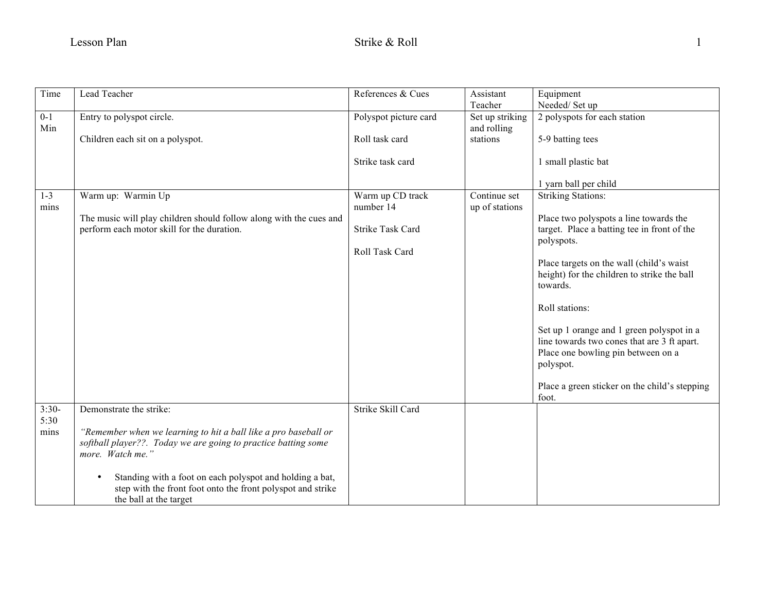| Time | Lead Teacher | References & Cues | Assistant Teacher | Equipment Needed/ Set up |
| --- | --- | --- | --- | --- |
| 0-1 Min | Entry to polyspot circle.<br><br>Children each sit on a polyspot. | Polyspot picture card<br><br>Roll task card<br><br>Strike task card | Set up striking and rolling stations | 2 polyspots for each station<br><br>5-9 batting tees<br><br>1 small plastic bat<br><br>1 yarn ball per child |
| 1-3 mins | Warm up: Warmin Up<br><br>The music will play children should follow along with the cues and perform each motor skill for the duration. | Warm up CD track number 14<br><br>Strike Task Card<br><br>Roll Task Card | Continue set up of stations | Striking Stations:<br><br>Place two polyspots a line towards the target. Place a batting tee in front of the polyspots.<br><br>Place targets on the wall (child's waist height) for the children to strike the ball towards.<br><br>Roll stations:<br><br>Set up 1 orange and 1 green polyspot in a line towards two cones that are 3 ft apart. Place one bowling pin between on a polyspot.<br><br>Place a green sticker on the child's stepping foot. |
| 3:30-5:30 mins | Demonstrate the strike:<br><br>*"Remember when we learning to hit a ball like a pro baseball or softball player??. Today we are going to practice batting some more. Watch me."*<br><br>• Standing with a foot on each polyspot and holding a bat, step with the front foot onto the front polyspot and strike the ball at the target | Strike Skill Card | | |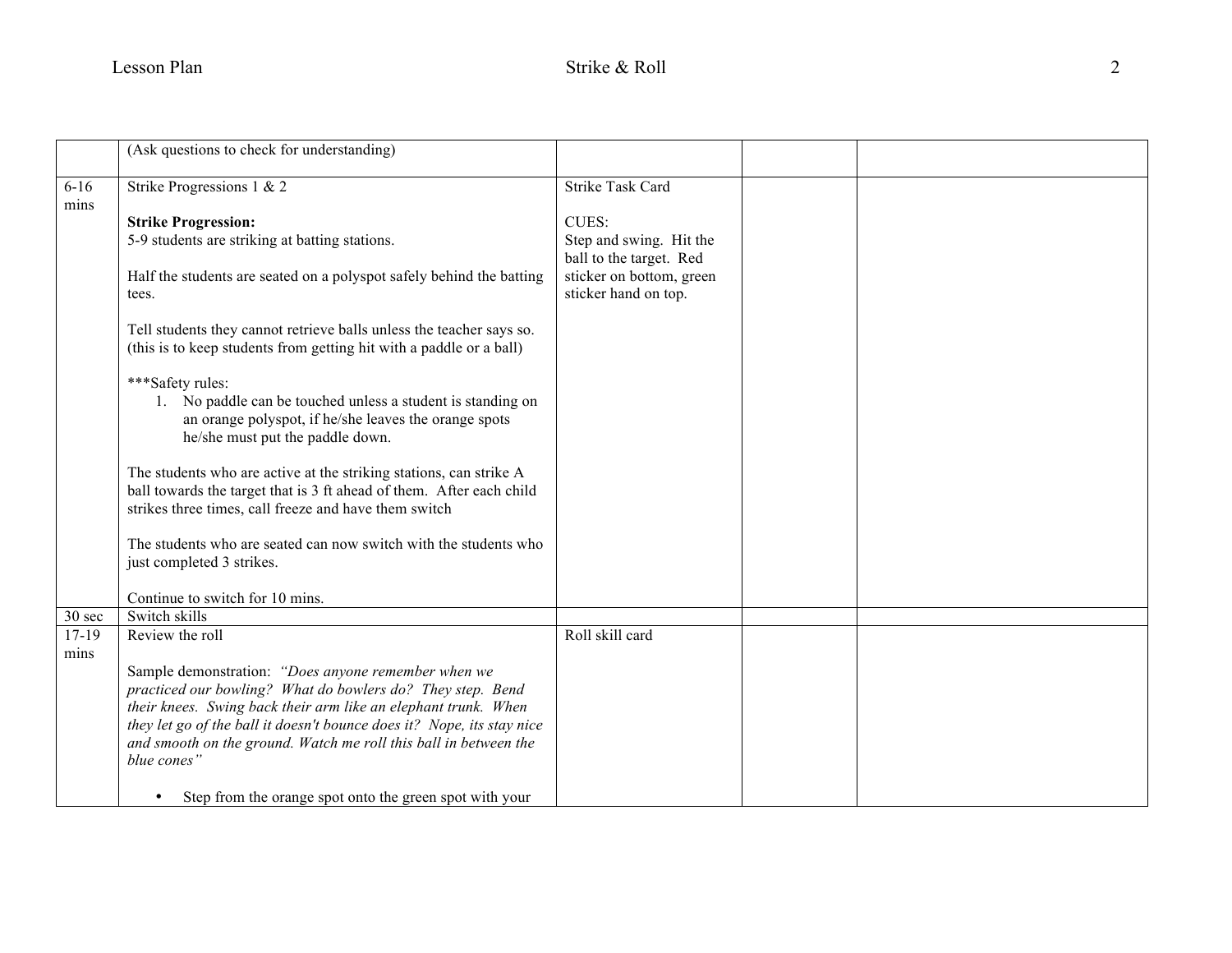| | | | | |
|---|---|---|---|---|
| | (Ask questions to check for understanding) | | | |
| 6-16 mins | Strike Progressions 1 & 2<br><br>**Strike Progression:**<br>5-9 students are striking at batting stations.<br><br>Half the students are seated on a polyspot safely behind the batting tees.<br><br>Tell students they cannot retrieve balls unless the teacher says so. (this is to keep students from getting hit with a paddle or a ball)<br><br>***Safety rules:<br>1. No paddle can be touched unless a student is standing on an orange polyspot, if he/she leaves the orange spots he/she must put the paddle down.<br><br>The students who are active at the striking stations, can strike A ball towards the target that is 3 ft ahead of them. After each child strikes three times, call freeze and have them switch<br><br>The students who are seated can now switch with the students who just completed 3 strikes.<br><br>Continue to switch for 10 mins. | Strike Task Card<br><br>CUES:<br>Step and swing. Hit the ball to the target. Red sticker on bottom, green sticker hand on top. | | |
| 30 sec | Switch skills | | | |
| 17-19 mins | Review the roll<br><br>Sample demonstration: *"Does anyone remember when we practiced our bowling? What do bowlers do? They step. Bend their knees. Swing back their arm like an elephant trunk. When they let go of the ball it doesn't bounce does it? Nope, its stay nice and smooth on the ground. Watch me roll this ball in between the blue cones"*<br><br>• Step from the orange spot onto the green spot with your | Roll skill card | | |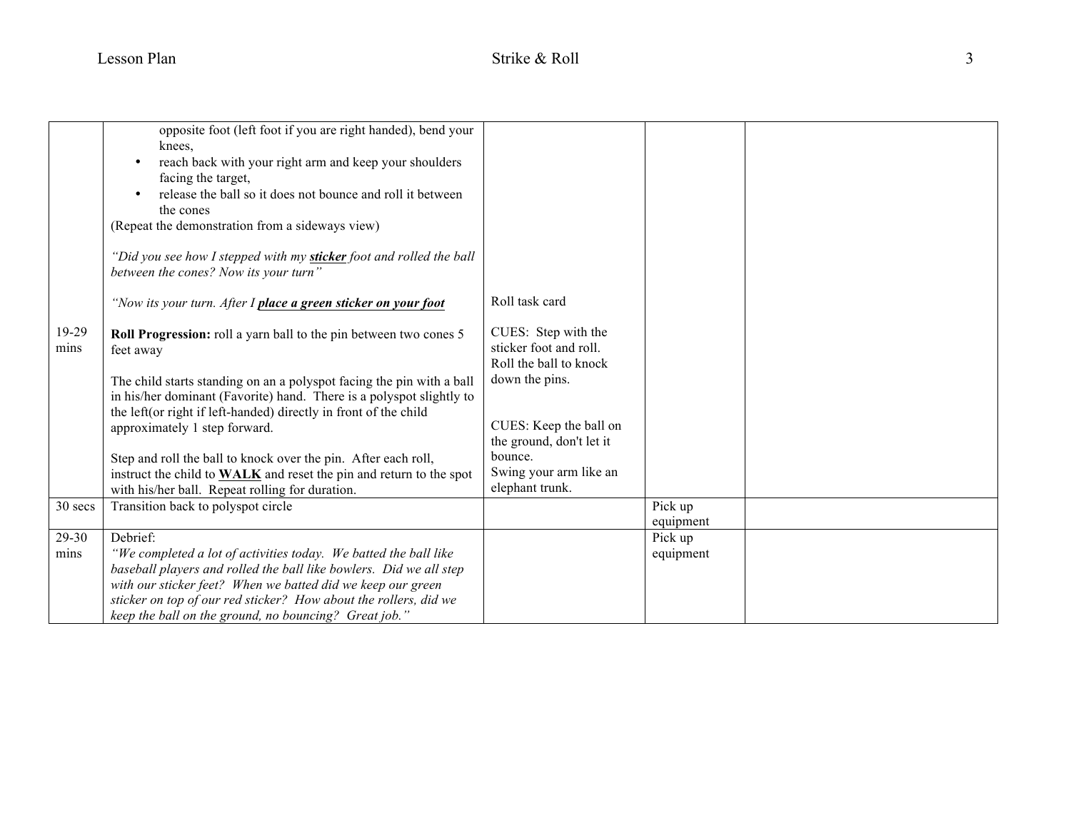| | | | | |
|---|---|---|---|---|
| | opposite foot (left foot if you are right handed), bend your knees,<br>• reach back with your right arm and keep your shoulders facing the target,<br>• release the ball so it does not bounce and roll it between the cones<br>(Repeat the demonstration from a sideways view)<br><br>*"Did you see how I stepped with my **<u>sticker</u>** foot and rolled the ball between the cones? Now its your turn"*<br><br>*"Now its your turn. After I **<u>place a green sticker on your foot</u>*** | Roll task card | | |
| 19-29 mins | **Roll Progression:** roll a yarn ball to the pin between two cones 5 feet away<br><br>The child starts standing on an a polyspot facing the pin with a ball in his/her dominant (Favorite) hand. There is a polyspot slightly to the left(or right if left-handed) directly in front of the child approximately 1 step forward.<br><br>Step and roll the ball to knock over the pin. After each roll, instruct the child to **<u>WALK</u>** and reset the pin and return to the spot with his/her ball. Repeat rolling for duration. | CUES: Step with the sticker foot and roll. Roll the ball to knock down the pins.<br><br>CUES: Keep the ball on the ground, don't let it bounce.<br>Swing your arm like an elephant trunk. | | |
| 30 secs | Transition back to polyspot circle | | Pick up equipment | |
| 29-30 mins | Debrief:<br>*"We completed a lot of activities today. We batted the ball like baseball players and rolled the ball like bowlers. Did we all step with our sticker feet? When we batted did we keep our green sticker on top of our red sticker? How about the rollers, did we keep the ball on the ground, no bouncing? Great job."* | | Pick up equipment | |